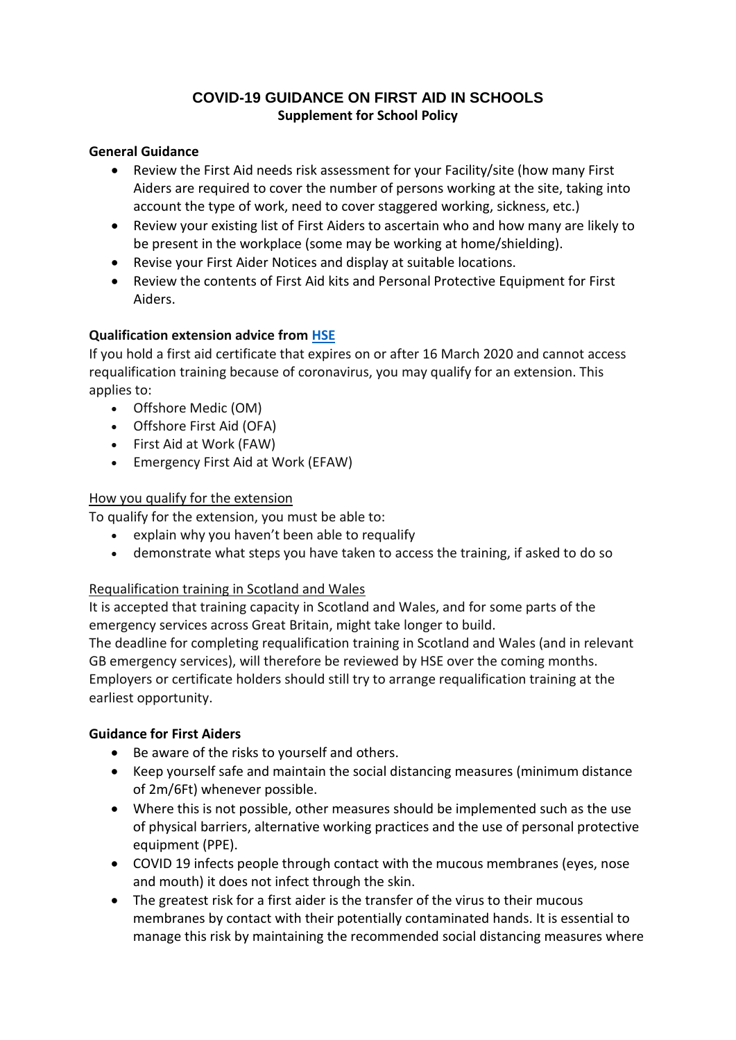# COVID-19 GUIDANCE ON FIRST AID IN SCHOOLS

**Supplement for School Policy**

**General Guidance**

- Review the First Aid needs risk assessment for your Facility/site (how many First Aiders are required to cover the number of persons working at the site, taking into account the type of work, need to cover staggered working, sickness, etc.)
- Review your existing list of First Aiders to ascertain who and how many are likely to be present in the workplace (some may be working at home/shielding).
- Revise your First Aider Notices and display at suitable locations.
- Review the contents of First Aid kits and Personal Protective Equipment for First Aiders.

**Qualification extension advice from HSE**

If you hold a first aid certificate that expires on or after 16 March 2020 and cannot access requalification training because of coronavirus, you may qualify for an extension. This applies to:

- Offshore Medic (OM)
- Offshore First Aid (OFA)
- First Aid at Work (FAW)
- Emergency First Aid at Work (EFAW)

How you qualify for the extension

To qualify for the extension, you must be able to:

- explain why you haven't been able to requalify
- demonstrate what steps you have taken to access the training, if asked to do so

Requalification training in Scotland and Wales

It is accepted that training capacity in Scotland and Wales, and for some parts of the emergency services across Great Britain, might take longer to build.

The deadline for completing requalification training in Scotland and Wales (and in relevant GB emergency services), will therefore be reviewed by HSE over the coming months.

Employers or certificate holders should still try to arrange requalification training at the earliest opportunity.

**Guidance for First Aiders**

- Be aware of the risks to yourself and others.
- Keep yourself safe and maintain the social distancing measures (minimum distance of 2m/6Ft) whenever possible.
- Where this is not possible, other measures should be implemented such as the use of physical barriers, alternative working practices and the use of personal protective equipment (PPE).
- COVID 19 infects people through contact with the mucous membranes (eyes, nose and mouth) it does not infect through the skin.
- The greatest risk for a first aider is the transfer of the virus to their mucous membranes by contact with their potentially contaminated hands. It is essential to manage this risk by maintaining the recommended social distancing measures where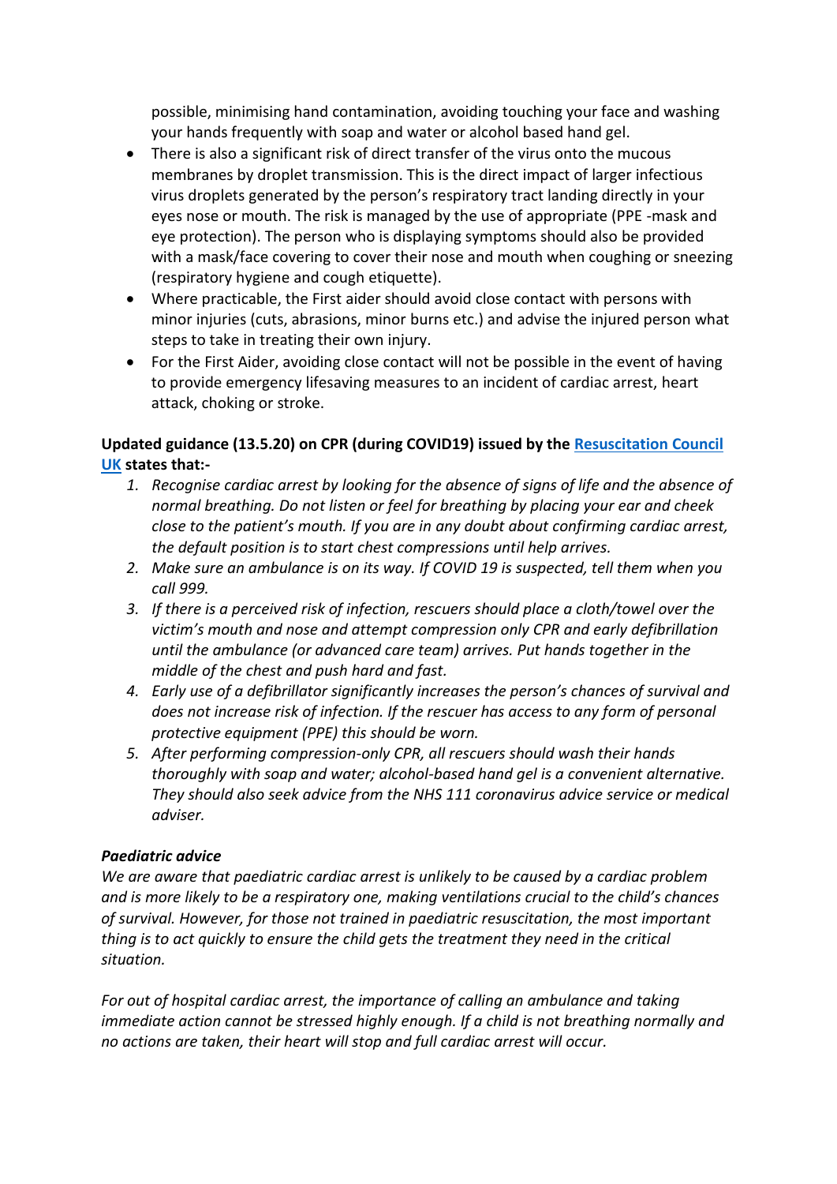possible, minimising hand contamination, avoiding touching your face and washing your hands frequently with soap and water or alcohol based hand gel.

- There is also a significant risk of direct transfer of the virus onto the mucous membranes by droplet transmission. This is the direct impact of larger infectious virus droplets generated by the person's respiratory tract landing directly in your eyes nose or mouth. The risk is managed by the use of appropriate (PPE -mask and eye protection). The person who is displaying symptoms should also be provided with a mask/face covering to cover their nose and mouth when coughing or sneezing (respiratory hygiene and cough etiquette).
- Where practicable, the First aider should avoid close contact with persons with minor injuries (cuts, abrasions, minor burns etc.) and advise the injured person what steps to take in treating their own injury.
- For the First Aider, avoiding close contact will not be possible in the event of having to provide emergency lifesaving measures to an incident of cardiac arrest, heart attack, choking or stroke.

**Updated guidance (13.5.20) on CPR (during COVID19) issued by the Resuscitation Council UK states that:-**

1. *Recognise cardiac arrest by looking for the absence of signs of life and the absence of normal breathing. Do not listen or feel for breathing by placing your ear and cheek close to the patient's mouth. If you are in any doubt about confirming cardiac arrest, the default position is to start chest compressions until help arrives.*
2. *Make sure an ambulance is on its way. If COVID 19 is suspected, tell them when you call 999.*
3. *If there is a perceived risk of infection, rescuers should place a cloth/towel over the victim's mouth and nose and attempt compression only CPR and early defibrillation until the ambulance (or advanced care team) arrives. Put hands together in the middle of the chest and push hard and fast.*
4. *Early use of a defibrillator significantly increases the person's chances of survival and does not increase risk of infection. If the rescuer has access to any form of personal protective equipment (PPE) this should be worn.*
5. *After performing compression-only CPR, all rescuers should wash their hands thoroughly with soap and water; alcohol-based hand gel is a convenient alternative. They should also seek advice from the NHS 111 coronavirus advice service or medical adviser.*

***Paediatric advice***

*We are aware that paediatric cardiac arrest is unlikely to be caused by a cardiac problem and is more likely to be a respiratory one, making ventilations crucial to the child's chances of survival. However, for those not trained in paediatric resuscitation, the most important thing is to act quickly to ensure the child gets the treatment they need in the critical situation.*

*For out of hospital cardiac arrest, the importance of calling an ambulance and taking immediate action cannot be stressed highly enough. If a child is not breathing normally and no actions are taken, their heart will stop and full cardiac arrest will occur.*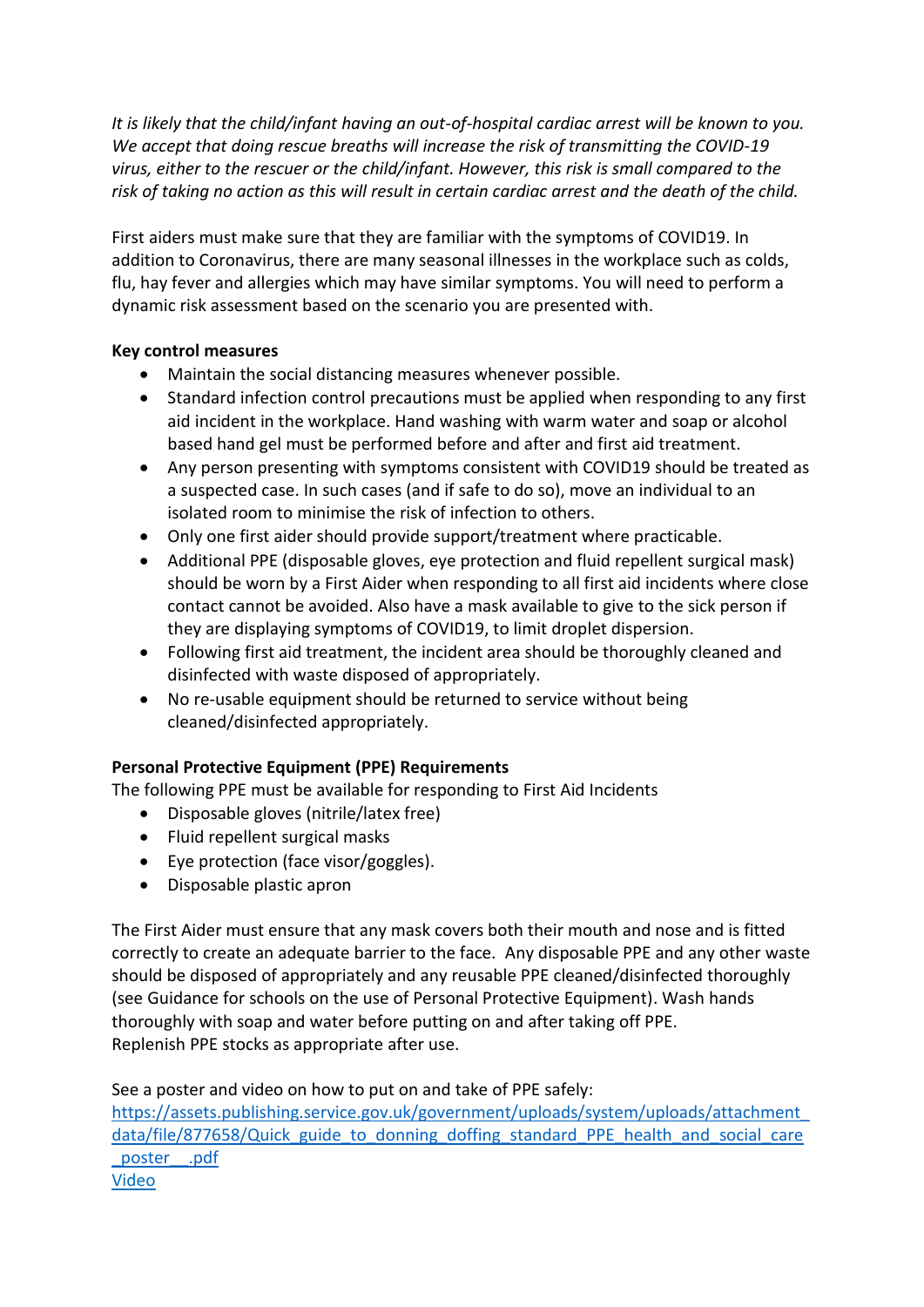*It is likely that the child/infant having an out-of-hospital cardiac arrest will be known to you. We accept that doing rescue breaths will increase the risk of transmitting the COVID-19 virus, either to the rescuer or the child/infant. However, this risk is small compared to the risk of taking no action as this will result in certain cardiac arrest and the death of the child.*

First aiders must make sure that they are familiar with the symptoms of COVID19. In addition to Coronavirus, there are many seasonal illnesses in the workplace such as colds, flu, hay fever and allergies which may have similar symptoms. You will need to perform a dynamic risk assessment based on the scenario you are presented with.

**Key control measures**

- Maintain the social distancing measures whenever possible.
- Standard infection control precautions must be applied when responding to any first aid incident in the workplace. Hand washing with warm water and soap or alcohol based hand gel must be performed before and after and first aid treatment.
- Any person presenting with symptoms consistent with COVID19 should be treated as a suspected case. In such cases (and if safe to do so), move an individual to an isolated room to minimise the risk of infection to others.
- Only one first aider should provide support/treatment where practicable.
- Additional PPE (disposable gloves, eye protection and fluid repellent surgical mask) should be worn by a First Aider when responding to all first aid incidents where close contact cannot be avoided. Also have a mask available to give to the sick person if they are displaying symptoms of COVID19, to limit droplet dispersion.
- Following first aid treatment, the incident area should be thoroughly cleaned and disinfected with waste disposed of appropriately.
- No re-usable equipment should be returned to service without being cleaned/disinfected appropriately.

**Personal Protective Equipment (PPE) Requirements**

The following PPE must be available for responding to First Aid Incidents

- Disposable gloves (nitrile/latex free)
- Fluid repellent surgical masks
- Eye protection (face visor/goggles).
- Disposable plastic apron

The First Aider must ensure that any mask covers both their mouth and nose and is fitted correctly to create an adequate barrier to the face. Any disposable PPE and any other waste should be disposed of appropriately and any reusable PPE cleaned/disinfected thoroughly (see Guidance for schools on the use of Personal Protective Equipment). Wash hands thoroughly with soap and water before putting on and after taking off PPE.
Replenish PPE stocks as appropriate after use.

See a poster and video on how to put on and take of PPE safely:
https://assets.publishing.service.gov.uk/government/uploads/system/uploads/attachment_data/file/877658/Quick_guide_to_donning_doffing_standard_PPE_health_and_social_care_poster__.pdf
Video